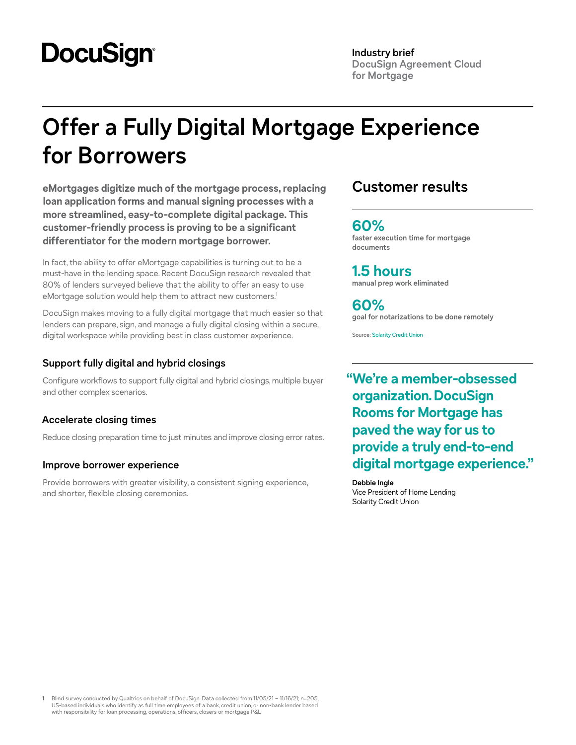DocuSign

**Industry brief**
DocuSign Agreement Cloud for Mortgage

# Offer a Fully Digital Mortgage Experience for Borrowers

**eMortgages digitize much of the mortgage process, replacing loan application forms and manual signing processes with a more streamlined, easy-to-complete digital package. This customer-friendly process is proving to be a significant differentiator for the modern mortgage borrower.**

In fact, the ability to offer eMortgage capabilities is turning out to be a must-have in the lending space. Recent DocuSign research revealed that 80% of lenders surveyed believe that the ability to offer an easy to use eMortgage solution would help them to attract new customers.[1]

DocuSign makes moving to a fully digital mortgage that much easier so that lenders can prepare, sign, and manage a fully digital closing within a secure, digital workspace while providing best in class customer experience.

### Support fully digital and hybrid closings

Configure workflows to support fully digital and hybrid closings, multiple buyer and other complex scenarios.

### Accelerate closing times

Reduce closing preparation time to just minutes and improve closing error rates.

### Improve borrower experience

Provide borrowers with greater visibility, a consistent signing experience, and shorter, flexible closing ceremonies.

## Customer results

**60%**
faster execution time for mortgage documents

**1.5 hours**
manual prep work eliminated

**60%**
goal for notarizations to be done remotely

Source: Solarity Credit Union

**"We're a member-obsessed organization. DocuSign Rooms for Mortgage has paved the way for us to provide a truly end-to-end digital mortgage experience."**

**Debbie Ingle**
Vice President of Home Lending
Solarity Credit Union

1 Blind survey conducted by Qualtrics on behalf of DocuSign. Data collected from 11/05/21 – 11/16/21; n=205, US-based individuals who identify as full time employees of a bank, credit union, or non-bank lender based with responsibility for loan processing, operations, officers, closers or mortgage P&L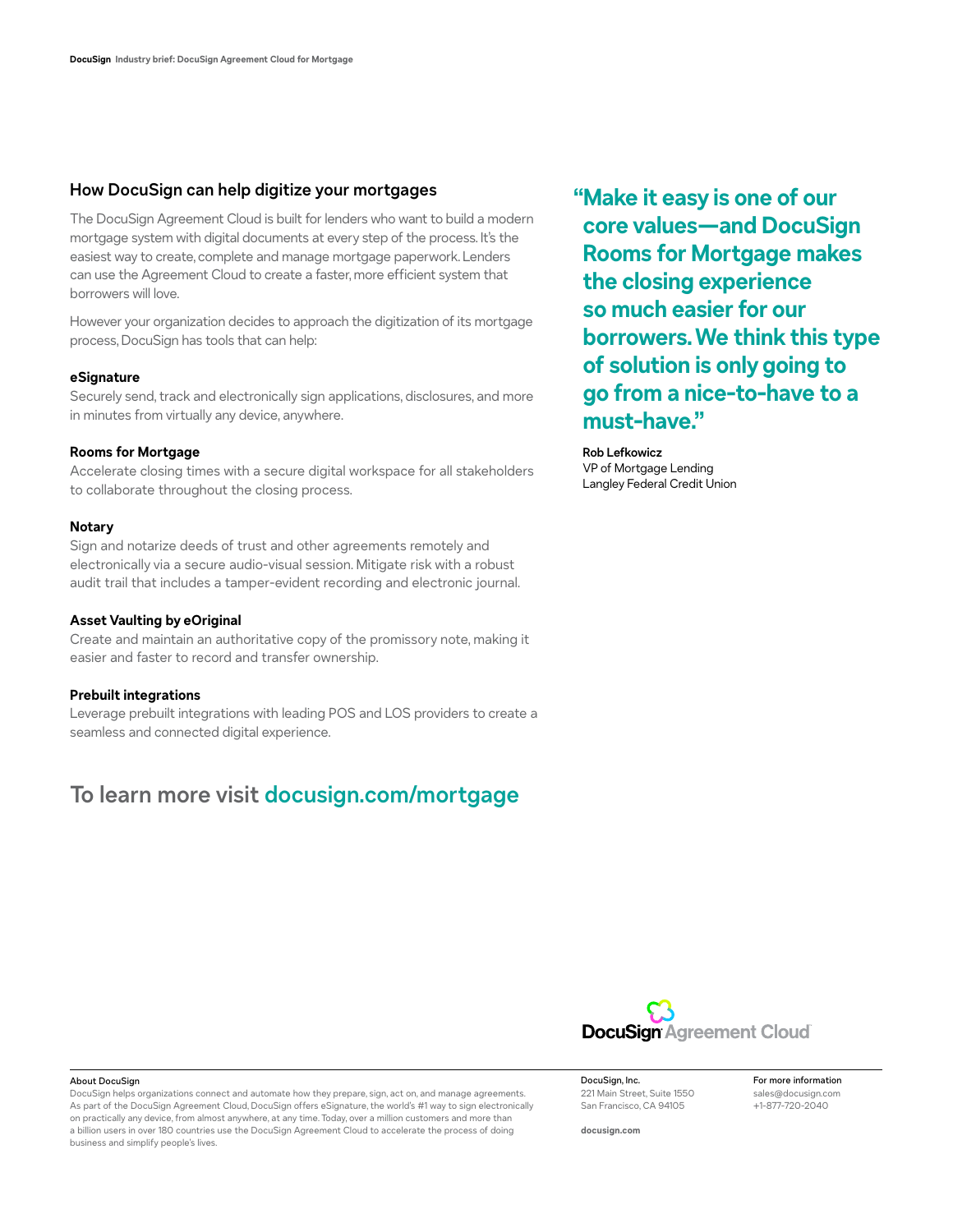## How DocuSign can help digitize your mortgages

The DocuSign Agreement Cloud is built for lenders who want to build a modern mortgage system with digital documents at every step of the process. It's the easiest way to create, complete and manage mortgage paperwork. Lenders can use the Agreement Cloud to create a faster, more efficient system that borrowers will love.

However your organization decides to approach the digitization of its mortgage process, DocuSign has tools that can help:

**eSignature**
Securely send, track and electronically sign applications, disclosures, and more in minutes from virtually any device, anywhere.

**Rooms for Mortgage**
Accelerate closing times with a secure digital workspace for all stakeholders to collaborate throughout the closing process.

**Notary**
Sign and notarize deeds of trust and other agreements remotely and electronically via a secure audio-visual session. Mitigate risk with a robust audit trail that includes a tamper-evident recording and electronic journal.

**Asset Vaulting by eOriginal**
Create and maintain an authoritative copy of the promissory note, making it easier and faster to record and transfer ownership.

**Prebuilt integrations**
Leverage prebuilt integrations with leading POS and LOS providers to create a seamless and connected digital experience.

## To learn more visit docusign.com/mortgage

> **"Make it easy is one of our core values—and DocuSign Rooms for Mortgage makes the closing experience so much easier for our borrowers. We think this type of solution is only going to go from a nice-to-have to a must-have."**

**Rob Lefkowicz**
VP of Mortgage Lending
Langley Federal Credit Union

DocuSign Agreement Cloud

About DocuSign
DocuSign helps organizations connect and automate how they prepare, sign, act on, and manage agreements. As part of the DocuSign Agreement Cloud, DocuSign offers eSignature, the world's #1 way to sign electronically on practically any device, from almost anywhere, at any time. Today, over a million customers and more than a billion users in over 180 countries use the DocuSign Agreement Cloud to accelerate the process of doing business and simplify people's lives.

DocuSign, Inc.
221 Main Street, Suite 1550
San Francisco, CA 94105

**docusign.com**

For more information
sales@docusign.com
+1-877-720-2040